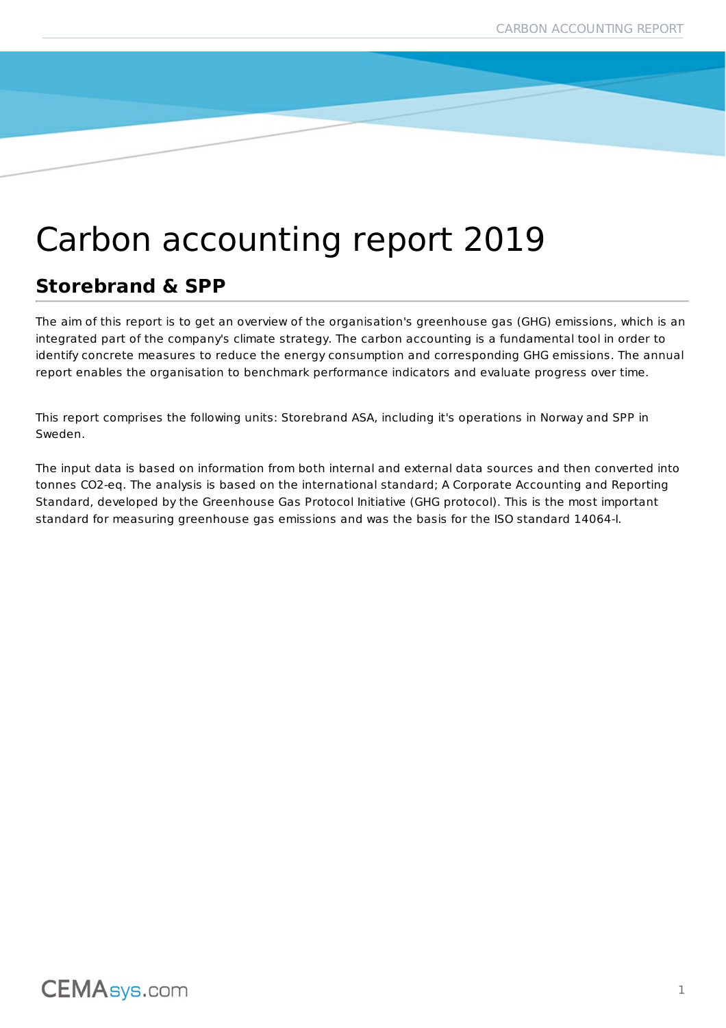# Carbon accounting report 2019

## Storebrand & SPP

The aim of this report is to get an overview of the organisation's greenhouse gas (GHG) emissions, which is an integrated part of the company's climate strategy. The carbon accounting is a fundamental tool in order to identify concrete measures to reduce the energy consumption and corresponding GHG emissions. The annual report enables the organisation to benchmark performance indicators and evaluate progress over time.

This report comprises the following units: Storebrand ASA, including it's operations in Norway and SPP in Sweden.

The input data is based on information from both internal and external data sources and then converted into tonnes CO2-eq. The analysis is based on the international standard; A Corporate Accounting and Reporting Standard, developed by the Greenhouse Gas Protocol Initiative (GHG protocol). This is the most important standard for measuring greenhouse gas emissions and was the basis for the ISO standard 14064-I.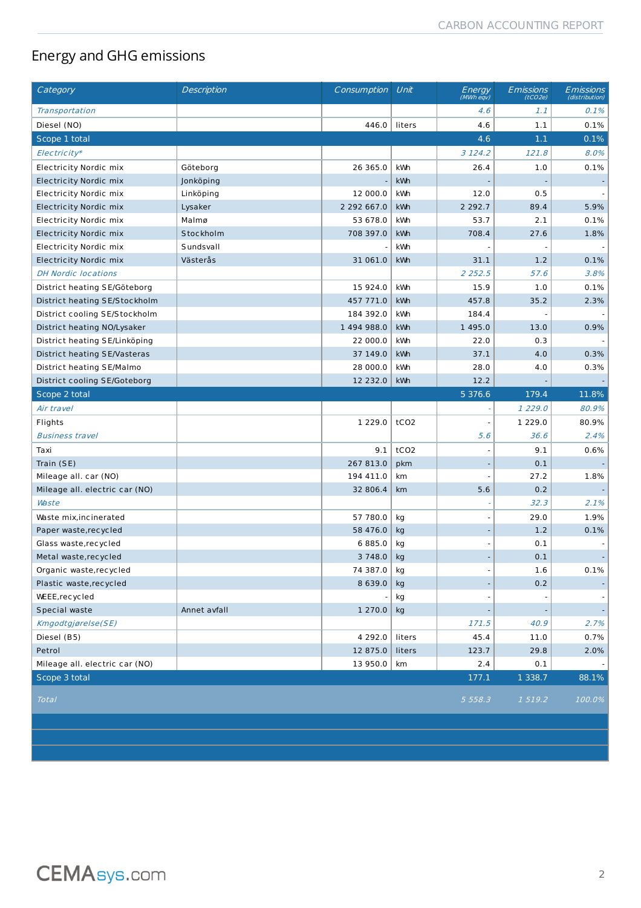## Energy and GHG emissions

| Category | Description | Consumption | Unit | Energy (MWh eqv) | Emissions (tCO2e) | Emissions (distribution) |
|---|---|---|---|---|---|---|
| *Transportation* | | | | *4.6* | *1.1* | *0.1%* |
| Diesel (NO) | | 446.0 | liters | 4.6 | 1.1 | 0.1% |
| **Scope 1 total** | | | | **4.6** | **1.1** | **0.1%** |
| *Electricity** | | | | *3 124.2* | *121.8* | *8.0%* |
| Electricity Nordic mix | Göteborg | 26 365.0 | kWh | 26.4 | 1.0 | 0.1% |
| Electricity Nordic mix | Jonköping | - | kWh | - | - | - |
| Electricity Nordic mix | Linköping | 12 000.0 | kWh | 12.0 | 0.5 | - |
| Electricity Nordic mix | Lysaker | 2 292 667.0 | kWh | 2 292.7 | 89.4 | 5.9% |
| Electricity Nordic mix | Malmø | 53 678.0 | kWh | 53.7 | 2.1 | 0.1% |
| Electricity Nordic mix | Stockholm | 708 397.0 | kWh | 708.4 | 27.6 | 1.8% |
| Electricity Nordic mix | Sundsvall | - | kWh | - | - | - |
| Electricity Nordic mix | Västerås | 31 061.0 | kWh | 31.1 | 1.2 | 0.1% |
| *DH Nordic locations* | | | | *2 252.5* | *57.6* | *3.8%* |
| District heating SE/Göteborg | | 15 924.0 | kWh | 15.9 | 1.0 | 0.1% |
| District heating SE/Stockholm | | 457 771.0 | kWh | 457.8 | 35.2 | 2.3% |
| District cooling SE/Stockholm | | 184 392.0 | kWh | 184.4 | - | - |
| District heating NO/Lysaker | | 1 494 988.0 | kWh | 1 495.0 | 13.0 | 0.9% |
| District heating SE/Linköping | | 22 000.0 | kWh | 22.0 | 0.3 | - |
| District heating SE/Vasteras | | 37 149.0 | kWh | 37.1 | 4.0 | 0.3% |
| District heating SE/Malmo | | 28 000.0 | kWh | 28.0 | 4.0 | 0.3% |
| District cooling SE/Goteborg | | 12 232.0 | kWh | 12.2 | - | - |
| **Scope 2 total** | | | | **5 376.6** | **179.4** | **11.8%** |
| *Air travel* | | | | *-* | *1 229.0* | *80.9%* |
| Flights | | 1 229.0 | tCO2 | - | 1 229.0 | 80.9% |
| *Business travel* | | | | *5.6* | *36.6* | *2.4%* |
| Taxi | | 9.1 | tCO2 | - | 9.1 | 0.6% |
| Train (SE) | | 267 813.0 | pkm | - | 0.1 | - |
| Mileage all. car (NO) | | 194 411.0 | km | - | 27.2 | 1.8% |
| Mileage all. electric car (NO) | | 32 806.4 | km | 5.6 | 0.2 | - |
| *Waste* | | | | *-* | *32.3* | *2.1%* |
| Waste mix,incinerated | | 57 780.0 | kg | - | 29.0 | 1.9% |
| Paper waste,recycled | | 58 476.0 | kg | - | 1.2 | 0.1% |
| Glass waste,recycled | | 6 885.0 | kg | - | 0.1 | - |
| Metal waste,recycled | | 3 748.0 | kg | - | 0.1 | - |
| Organic waste,recycled | | 74 387.0 | kg | - | 1.6 | 0.1% |
| Plastic waste,recycled | | 8 639.0 | kg | - | 0.2 | - |
| WEEE,recycled | | - | kg | - | - | - |
| Special waste | Annet avfall | 1 270.0 | kg | - | - | - |
| *Kmgodtgjørelse(SE)* | | | | *171.5* | *40.9* | *2.7%* |
| Diesel (B5) | | 4 292.0 | liters | 45.4 | 11.0 | 0.7% |
| Petrol | | 12 875.0 | liters | 123.7 | 29.8 | 2.0% |
| Mileage all. electric car (NO) | | 13 950.0 | km | 2.4 | 0.1 | - |
| **Scope 3 total** | | | | **177.1** | **1 338.7** | **88.1%** |
| *Total* | | | | *5 558.3* | *1 519.2* | *100.0%* |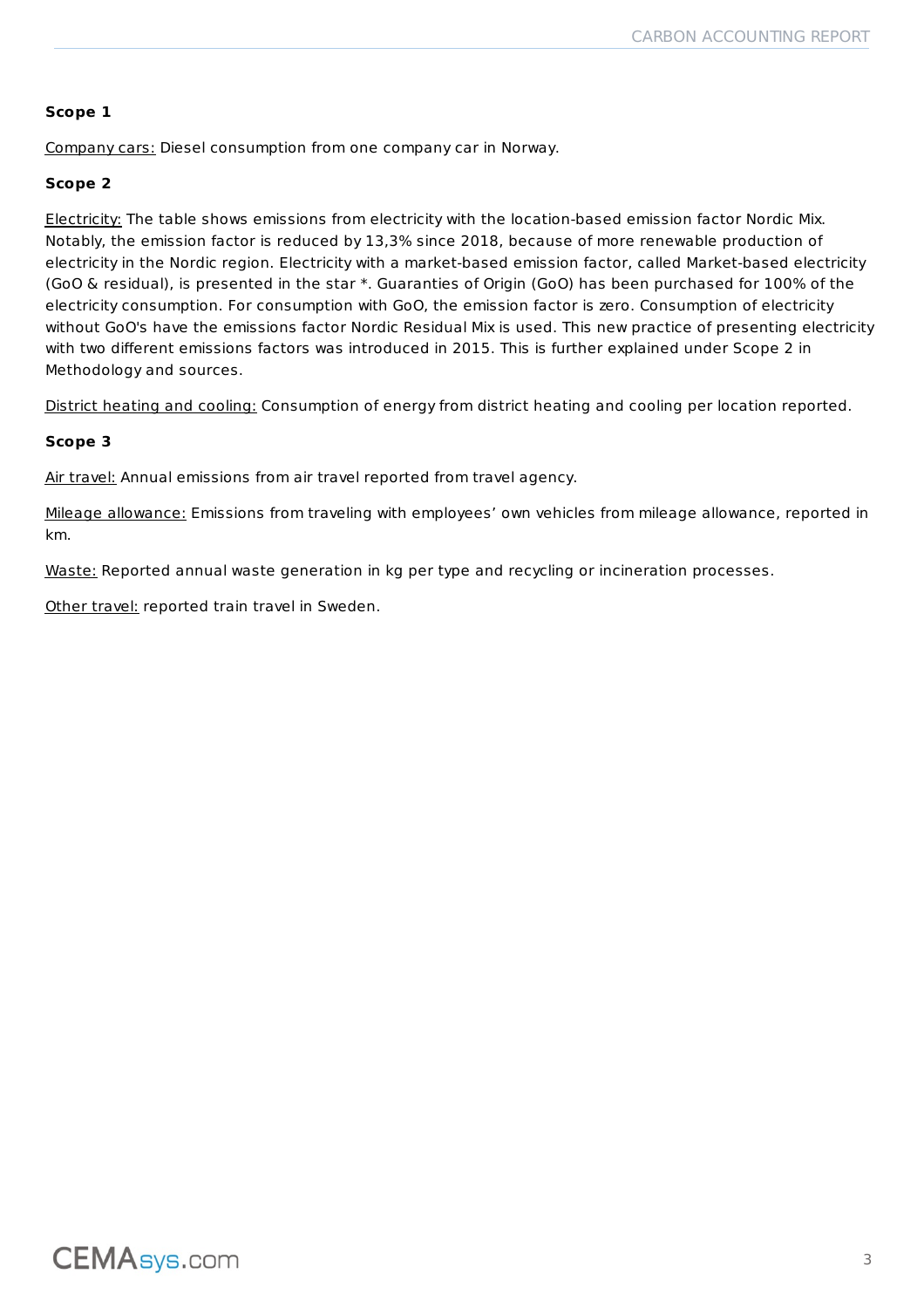**Scope 1**

Company cars: Diesel consumption from one company car in Norway.

**Scope 2**

Electricity: The table shows emissions from electricity with the location-based emission factor Nordic Mix. Notably, the emission factor is reduced by 13,3% since 2018, because of more renewable production of electricity in the Nordic region. Electricity with a market-based emission factor, called Market-based electricity (GoO & residual), is presented in the star *. Guaranties of Origin (GoO) has been purchased for 100% of the electricity consumption. For consumption with GoO, the emission factor is zero. Consumption of electricity without GoO's have the emissions factor Nordic Residual Mix is used. This new practice of presenting electricity with two different emissions factors was introduced in 2015. This is further explained under Scope 2 in Methodology and sources.

District heating and cooling: Consumption of energy from district heating and cooling per location reported.

**Scope 3**

Air travel: Annual emissions from air travel reported from travel agency.

Mileage allowance: Emissions from traveling with employees' own vehicles from mileage allowance, reported in km.

Waste: Reported annual waste generation in kg per type and recycling or incineration processes.

Other travel: reported train travel in Sweden.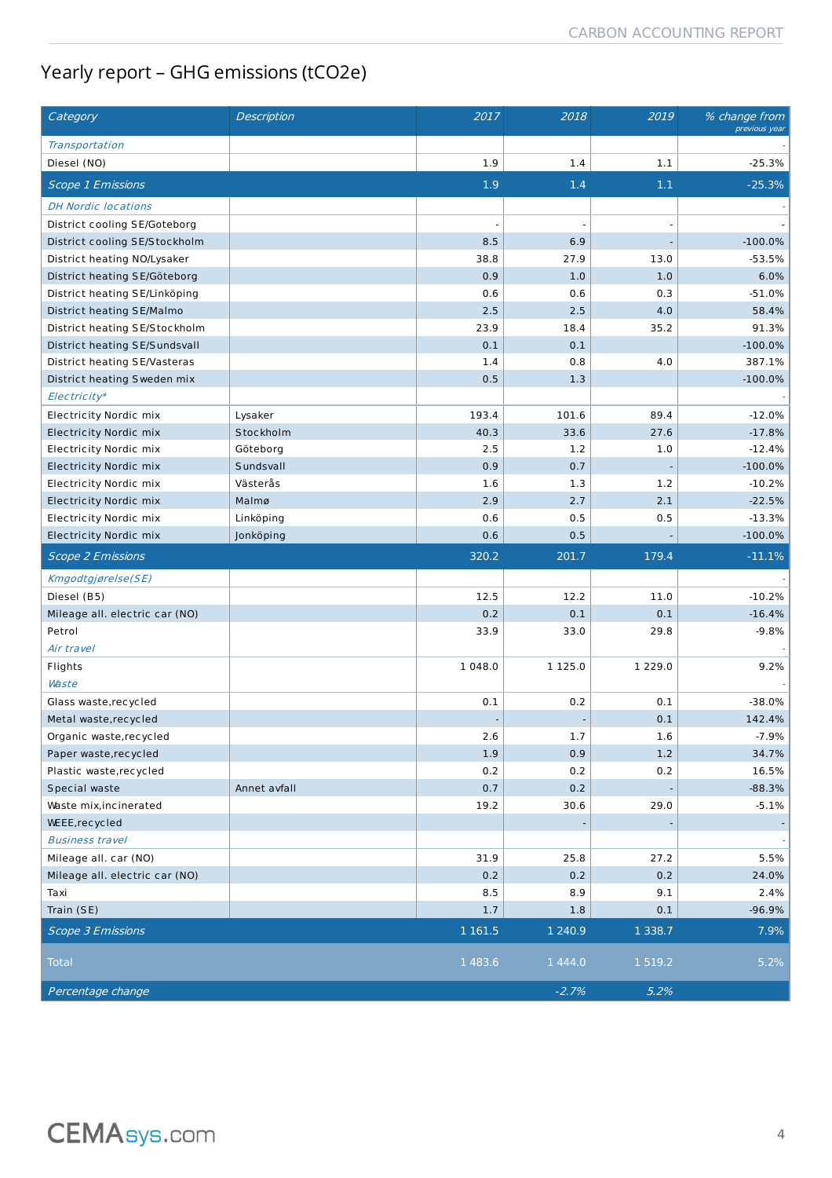# Yearly report – GHG emissions (tCO2e)

| Category | Description | 2017 | 2018 | 2019 | % change from previous year |
|---|---|---|---|---|---|
| *Transportation* | | | | | - |
| Diesel (NO) | | 1.9 | 1.4 | 1.1 | -25.3% |
| *Scope 1 Emissions* | | 1.9 | 1.4 | 1.1 | -25.3% |
| *DH Nordic locations* | | | | | - |
| District cooling SE/Goteborg | | - | - | - | - |
| District cooling SE/Stockholm | | 8.5 | 6.9 | - | -100.0% |
| District heating NO/Lysaker | | 38.8 | 27.9 | 13.0 | -53.5% |
| District heating SE/Göteborg | | 0.9 | 1.0 | 1.0 | 6.0% |
| District heating SE/Linköping | | 0.6 | 0.6 | 0.3 | -51.0% |
| District heating SE/Malmo | | 2.5 | 2.5 | 4.0 | 58.4% |
| District heating SE/Stockholm | | 23.9 | 18.4 | 35.2 | 91.3% |
| District heating SE/Sundsvall | | 0.1 | 0.1 | | -100.0% |
| District heating SE/Vasteras | | 1.4 | 0.8 | 4.0 | 387.1% |
| District heating Sweden mix | | 0.5 | 1.3 | | -100.0% |
| *Electricity** | | | | | - |
| Electricity Nordic mix | Lysaker | 193.4 | 101.6 | 89.4 | -12.0% |
| Electricity Nordic mix | Stockholm | 40.3 | 33.6 | 27.6 | -17.8% |
| Electricity Nordic mix | Göteborg | 2.5 | 1.2 | 1.0 | -12.4% |
| Electricity Nordic mix | Sundsvall | 0.9 | 0.7 | - | -100.0% |
| Electricity Nordic mix | Västerås | 1.6 | 1.3 | 1.2 | -10.2% |
| Electricity Nordic mix | Malmø | 2.9 | 2.7 | 2.1 | -22.5% |
| Electricity Nordic mix | Linköping | 0.6 | 0.5 | 0.5 | -13.3% |
| Electricity Nordic mix | Jonköping | 0.6 | 0.5 | - | -100.0% |
| *Scope 2 Emissions* | | 320.2 | 201.7 | 179.4 | -11.1% |
| *Kmgodtgjørelse(SE)* | | | | | - |
| Diesel (B5) | | 12.5 | 12.2 | 11.0 | -10.2% |
| Mileage all. electric car (NO) | | 0.2 | 0.1 | 0.1 | -16.4% |
| Petrol | | 33.9 | 33.0 | 29.8 | -9.8% |
| *Air travel* | | | | | - |
| Flights | | 1 048.0 | 1 125.0 | 1 229.0 | 9.2% |
| *Waste* | | | | | - |
| Glass waste,recycled | | 0.1 | 0.2 | 0.1 | -38.0% |
| Metal waste,recycled | | - | - | 0.1 | 142.4% |
| Organic waste,recycled | | 2.6 | 1.7 | 1.6 | -7.9% |
| Paper waste,recycled | | 1.9 | 0.9 | 1.2 | 34.7% |
| Plastic waste,recycled | | 0.2 | 0.2 | 0.2 | 16.5% |
| Special waste | Annet avfall | 0.7 | 0.2 | - | -88.3% |
| Waste mix,incinerated | | 19.2 | 30.6 | 29.0 | -5.1% |
| WEEE,recycled | | | - | - | - |
| *Business travel* | | | | | - |
| Mileage all. car (NO) | | 31.9 | 25.8 | 27.2 | 5.5% |
| Mileage all. electric car (NO) | | 0.2 | 0.2 | 0.2 | 24.0% |
| Taxi | | 8.5 | 8.9 | 9.1 | 2.4% |
| Train (SE) | | 1.7 | 1.8 | 0.1 | -96.9% |
| *Scope 3 Emissions* | | 1 161.5 | 1 240.9 | 1 338.7 | 7.9% |
| Total | | 1 483.6 | 1 444.0 | 1 519.2 | 5.2% |
| *Percentage change* | | | *-2.7%* | *5.2%* | |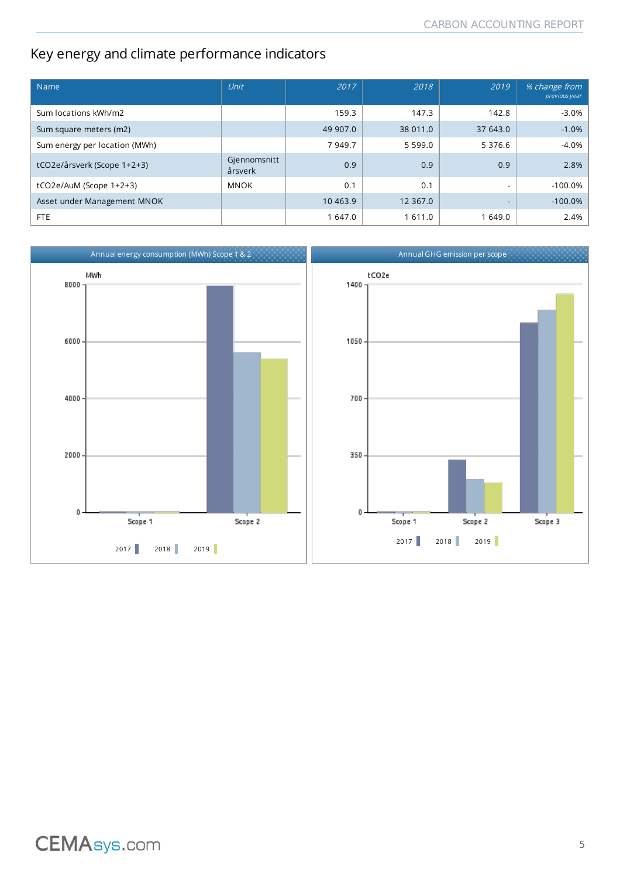# Key energy and climate performance indicators

| Name | Unit | 2017 | 2018 | 2019 | % change from previous year |
|---|---|---|---|---|---|
| Sum locations kWh/m2 | | 159.3 | 147.3 | 142.8 | -3.0% |
| Sum square meters (m2) | | 49 907.0 | 38 011.0 | 37 643.0 | -1.0% |
| Sum energy per location (MWh) | | 7 949.7 | 5 599.0 | 5 376.6 | -4.0% |
| tCO2e/årsverk (Scope 1+2+3) | Gjennomsnitt årsverk | 0.9 | 0.9 | 0.9 | 2.8% |
| tCO2e/AuM (Scope 1+2+3) | MNOK | 0.1 | 0.1 | - | -100.0% |
| Asset under Management MNOK | | 10 463.9 | 12 367.0 | - | -100.0% |
| FTE | | 1 647.0 | 1 611.0 | 1 649.0 | 2.4% |

Annual energy consumption (MWh) Scope 1 & 2

Annual GHG emission per scope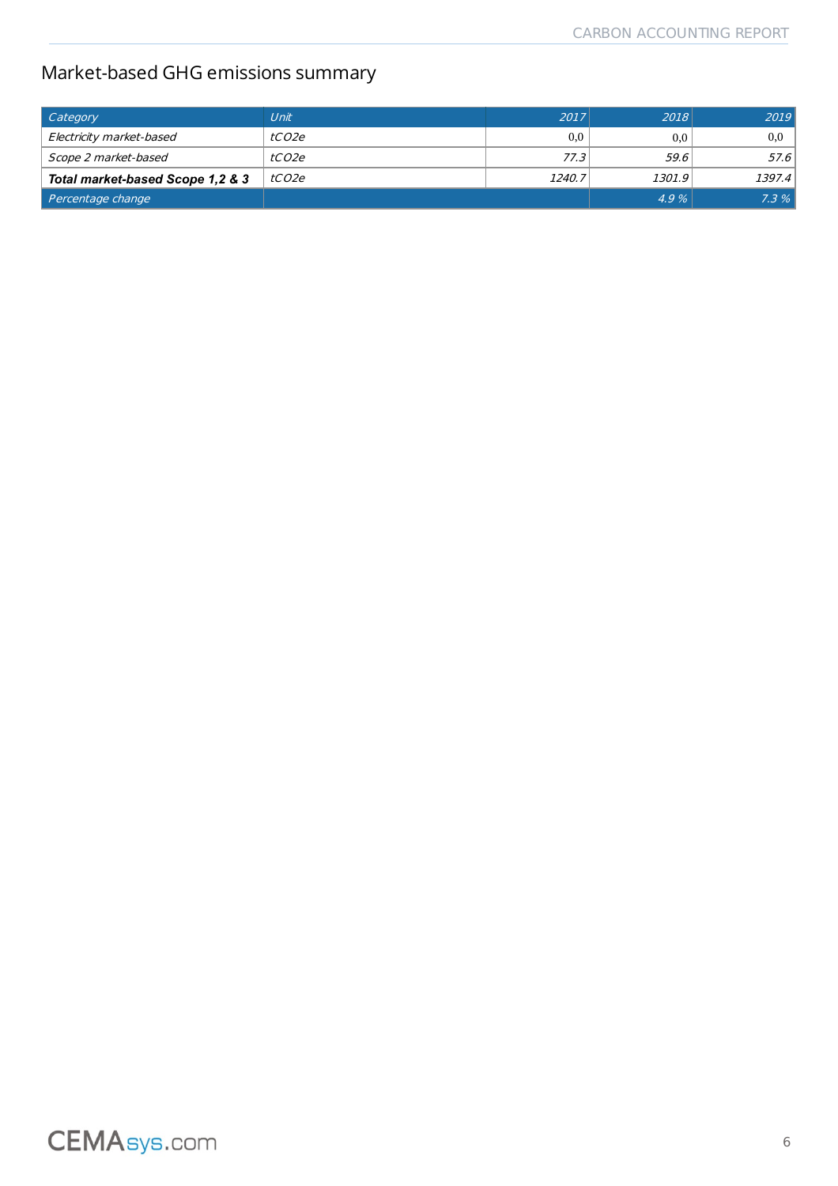## Market-based GHG emissions summary

| *Category* | *Unit* | *2017* | *2018* | *2019* |
|---|---|---|---|---|
| *Electricity market-based* | *tCO2e* | 0,0 | 0,0 | 0,0 |
| *Scope 2 market-based* | *tCO2e* | *77.3* | *59.6* | *57.6* |
| ***Total market-based Scope 1,2 & 3*** | *tCO2e* | *1240.7* | *1301.9* | *1397.4* |
| *Percentage change* | | | *4.9 %* | *7.3 %* |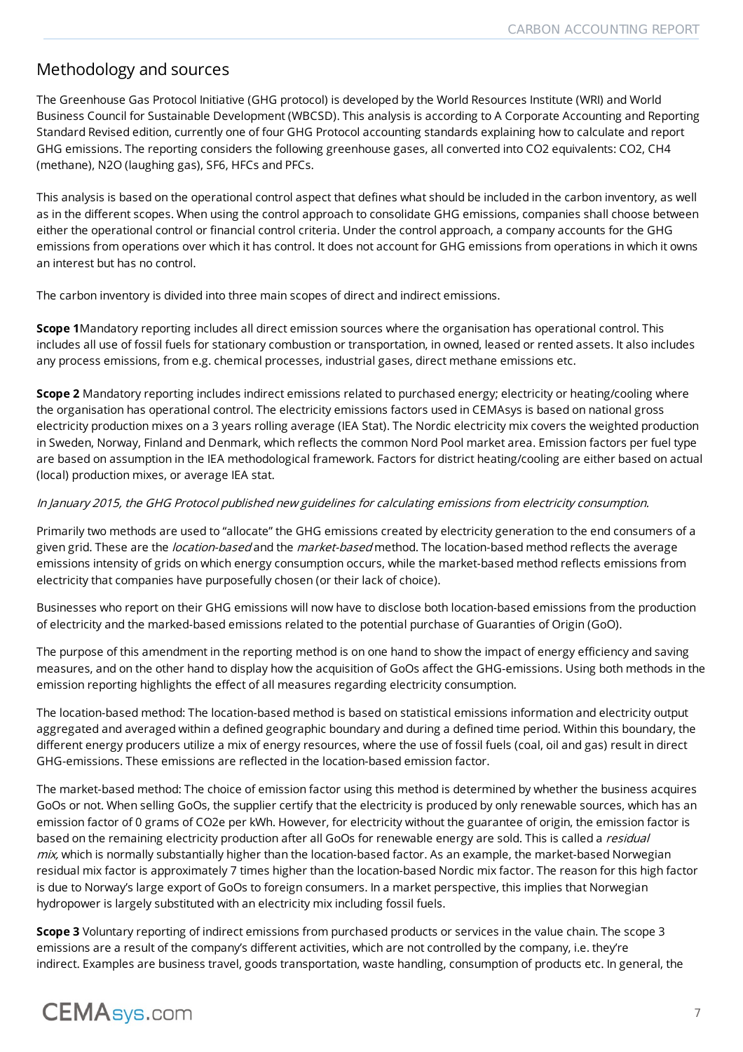## Methodology and sources

The Greenhouse Gas Protocol Initiative (GHG protocol) is developed by the World Resources Institute (WRI) and World Business Council for Sustainable Development (WBCSD). This analysis is according to A Corporate Accounting and Reporting Standard Revised edition, currently one of four GHG Protocol accounting standards explaining how to calculate and report GHG emissions. The reporting considers the following greenhouse gases, all converted into CO2 equivalents: $CO_2$, $CH_4$ (methane), $N_2O$ (laughing gas), $SF_6$, HFCs and PFCs.

This analysis is based on the operational control aspect that defines what should be included in the carbon inventory, as well as in the different scopes. When using the control approach to consolidate GHG emissions, companies shall choose between either the operational control or financial control criteria. Under the control approach, a company accounts for the GHG emissions from operations over which it has control. It does not account for GHG emissions from operations in which it owns an interest but has no control.

The carbon inventory is divided into three main scopes of direct and indirect emissions.

**Scope 1**Mandatory reporting includes all direct emission sources where the organisation has operational control. This includes all use of fossil fuels for stationary combustion or transportation, in owned, leased or rented assets. It also includes any process emissions, from e.g. chemical processes, industrial gases, direct methane emissions etc.

**Scope 2** Mandatory reporting includes indirect emissions related to purchased energy; electricity or heating/cooling where the organisation has operational control. The electricity emissions factors used in CEMAsys is based on national gross electricity production mixes on a 3 years rolling average (IEA Stat). The Nordic electricity mix covers the weighted production in Sweden, Norway, Finland and Denmark, which reflects the common Nord Pool market area. Emission factors per fuel type are based on assumption in the IEA methodological framework. Factors for district heating/cooling are either based on actual (local) production mixes, or average IEA stat.

*In January 2015, the GHG Protocol published new guidelines for calculating emissions from electricity consumption.*

Primarily two methods are used to "allocate" the GHG emissions created by electricity generation to the end consumers of a given grid. These are the *location-based* and the *market-based* method. The location-based method reflects the average emissions intensity of grids on which energy consumption occurs, while the market-based method reflects emissions from electricity that companies have purposefully chosen (or their lack of choice).

Businesses who report on their GHG emissions will now have to disclose both location-based emissions from the production of electricity and the marked-based emissions related to the potential purchase of Guaranties of Origin (GoO).

The purpose of this amendment in the reporting method is on one hand to show the impact of energy efficiency and saving measures, and on the other hand to display how the acquisition of GoOs affect the GHG-emissions. Using both methods in the emission reporting highlights the effect of all measures regarding electricity consumption.

The location-based method: The location-based method is based on statistical emissions information and electricity output aggregated and averaged within a defined geographic boundary and during a defined time period. Within this boundary, the different energy producers utilize a mix of energy resources, where the use of fossil fuels (coal, oil and gas) result in direct GHG-emissions. These emissions are reflected in the location-based emission factor.

The market-based method: The choice of emission factor using this method is determined by whether the business acquires GoOs or not. When selling GoOs, the supplier certify that the electricity is produced by only renewable sources, which has an emission factor of 0 grams of CO2e per kWh. However, for electricity without the guarantee of origin, the emission factor is based on the remaining electricity production after all GoOs for renewable energy are sold. This is called a *residual mix,* which is normally substantially higher than the location-based factor. As an example, the market-based Norwegian residual mix factor is approximately 7 times higher than the location-based Nordic mix factor. The reason for this high factor is due to Norway's large export of GoOs to foreign consumers. In a market perspective, this implies that Norwegian hydropower is largely substituted with an electricity mix including fossil fuels.

**Scope 3** Voluntary reporting of indirect emissions from purchased products or services in the value chain. The scope 3 emissions are a result of the company's different activities, which are not controlled by the company, i.e. they're indirect. Examples are business travel, goods transportation, waste handling, consumption of products etc. In general, the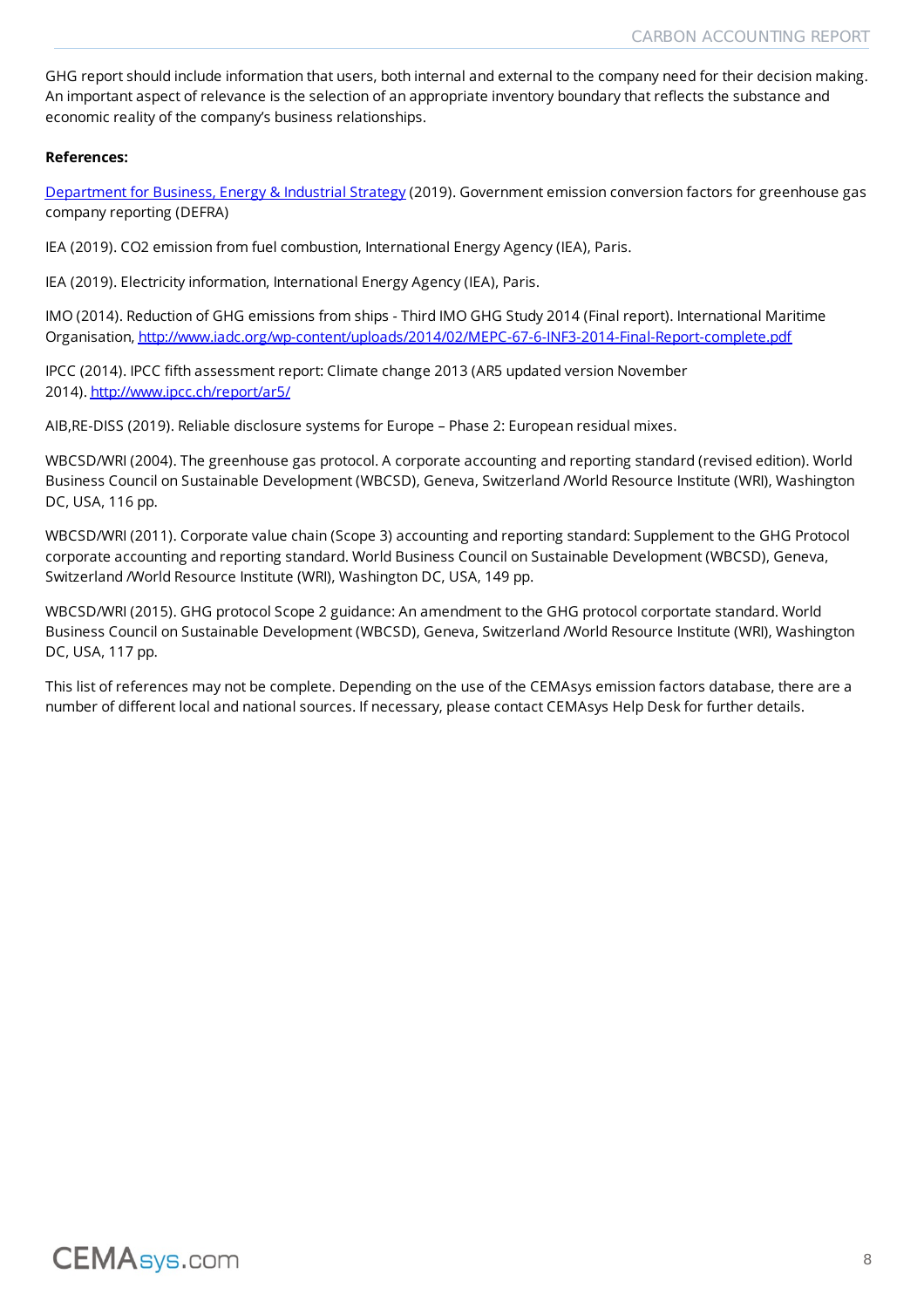GHG report should include information that users, both internal and external to the company need for their decision making. An important aspect of relevance is the selection of an appropriate inventory boundary that reflects the substance and economic reality of the company's business relationships.

**References:**

[Department for Business, Energy & Industrial Strategy](Department for Business, Energy & Industrial Strategy) (2019). Government emission conversion factors for greenhouse gas company reporting (DEFRA)

IEA (2019). CO2 emission from fuel combustion, International Energy Agency (IEA), Paris.

IEA (2019). Electricity information, International Energy Agency (IEA), Paris.

IMO (2014). Reduction of GHG emissions from ships - Third IMO GHG Study 2014 (Final report). International Maritime Organisation, http://www.iadc.org/wp-content/uploads/2014/02/MEPC-67-6-INF3-2014-Final-Report-complete.pdf

IPCC (2014). IPCC fifth assessment report: Climate change 2013 (AR5 updated version November 2014). http://www.ipcc.ch/report/ar5/

AIB,RE-DISS (2019). Reliable disclosure systems for Europe – Phase 2: European residual mixes.

WBCSD/WRI (2004). The greenhouse gas protocol. A corporate accounting and reporting standard (revised edition). World Business Council on Sustainable Development (WBCSD), Geneva, Switzerland /World Resource Institute (WRI), Washington DC, USA, 116 pp.

WBCSD/WRI (2011). Corporate value chain (Scope 3) accounting and reporting standard: Supplement to the GHG Protocol corporate accounting and reporting standard. World Business Council on Sustainable Development (WBCSD), Geneva, Switzerland /World Resource Institute (WRI), Washington DC, USA, 149 pp.

WBCSD/WRI (2015). GHG protocol Scope 2 guidance: An amendment to the GHG protocol corportate standard. World Business Council on Sustainable Development (WBCSD), Geneva, Switzerland /World Resource Institute (WRI), Washington DC, USA, 117 pp.

This list of references may not be complete. Depending on the use of the CEMAsys emission factors database, there are a number of different local and national sources. If necessary, please contact CEMAsys Help Desk for further details.